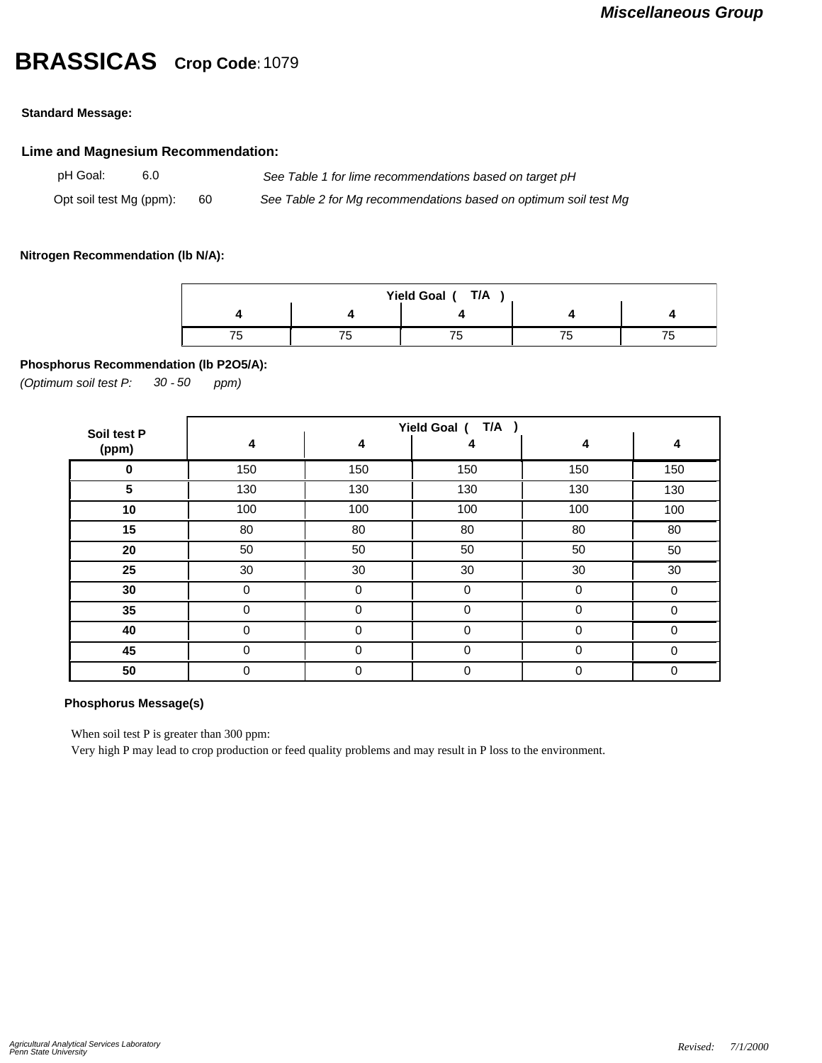*Miscellaneous Group*

# BRASSICAS **Crop Code:** 1079

**Standard Message:**

## Lime and Magnesium Recommendation:

pH Goal: 6.0 — *See Table 1 for lime recommendations based on target pH*

Opt soil test Mg (ppm): 60 — *See Table 2 for Mg recommendations based on optimum soil test Mg*

**Nitrogen Recommendation (lb N/A):**

| Yield Goal ( T/A ) | | | | |
|---|---|---|---|---|
| **4** | **4** | **4** | **4** | **4** |
| 75 | 75 | 75 | 75 | 75 |

**Phosphorus Recommendation (lb P2O5/A):**

*(Optimum soil test P: 30 - 50 ppm)*

| Soil test P (ppm) | Yield Goal ( T/A ) | | | | |
|---|---|---|---|---|---|
| | **4** | **4** | **4** | **4** | **4** |
| **0** | 150 | 150 | 150 | 150 | 150 |
| **5** | 130 | 130 | 130 | 130 | 130 |
| **10** | 100 | 100 | 100 | 100 | 100 |
| **15** | 80 | 80 | 80 | 80 | 80 |
| **20** | 50 | 50 | 50 | 50 | 50 |
| **25** | 30 | 30 | 30 | 30 | 30 |
| **30** | 0 | 0 | 0 | 0 | 0 |
| **35** | 0 | 0 | 0 | 0 | 0 |
| **40** | 0 | 0 | 0 | 0 | 0 |
| **45** | 0 | 0 | 0 | 0 | 0 |
| **50** | 0 | 0 | 0 | 0 | 0 |

**Phosphorus Message(s)**

When soil test P is greater than 300 ppm:
Very high P may lead to crop production or feed quality problems and may result in P loss to the environment.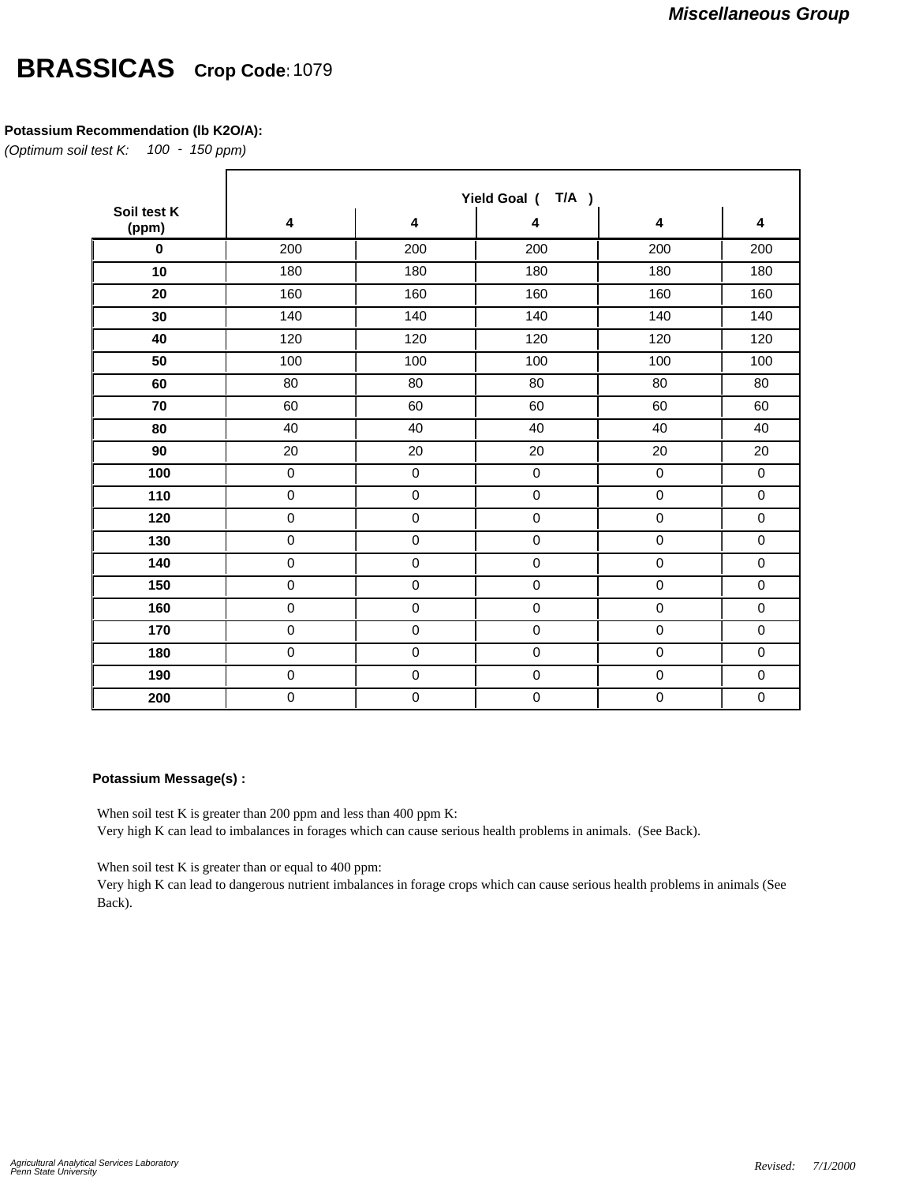# BRASSICAS **Crop Code:** 1079

**Potassium Recommendation (lb K2O/A):**

*(Optimum soil test K: 100 - 150 ppm)*

| Soil test K (ppm) | Yield Goal ( T/A ) | | | | |
|---|---|---|---|---|---|
| | **4** | **4** | **4** | **4** | **4** |
| **0** | 200 | 200 | 200 | 200 | 200 |
| **10** | 180 | 180 | 180 | 180 | 180 |
| **20** | 160 | 160 | 160 | 160 | 160 |
| **30** | 140 | 140 | 140 | 140 | 140 |
| **40** | 120 | 120 | 120 | 120 | 120 |
| **50** | 100 | 100 | 100 | 100 | 100 |
| **60** | 80 | 80 | 80 | 80 | 80 |
| **70** | 60 | 60 | 60 | 60 | 60 |
| **80** | 40 | 40 | 40 | 40 | 40 |
| **90** | 20 | 20 | 20 | 20 | 20 |
| **100** | 0 | 0 | 0 | 0 | 0 |
| **110** | 0 | 0 | 0 | 0 | 0 |
| **120** | 0 | 0 | 0 | 0 | 0 |
| **130** | 0 | 0 | 0 | 0 | 0 |
| **140** | 0 | 0 | 0 | 0 | 0 |
| **150** | 0 | 0 | 0 | 0 | 0 |
| **160** | 0 | 0 | 0 | 0 | 0 |
| **170** | 0 | 0 | 0 | 0 | 0 |
| **180** | 0 | 0 | 0 | 0 | 0 |
| **190** | 0 | 0 | 0 | 0 | 0 |
| **200** | 0 | 0 | 0 | 0 | 0 |

**Potassium Message(s) :**

When soil test K is greater than 200 ppm and less than 400 ppm K:
Very high K can lead to imbalances in forages which can cause serious health problems in animals. (See Back).

When soil test K is greater than or equal to 400 ppm:
Very high K can lead to dangerous nutrient imbalances in forage crops which can cause serious health problems in animals (See Back).